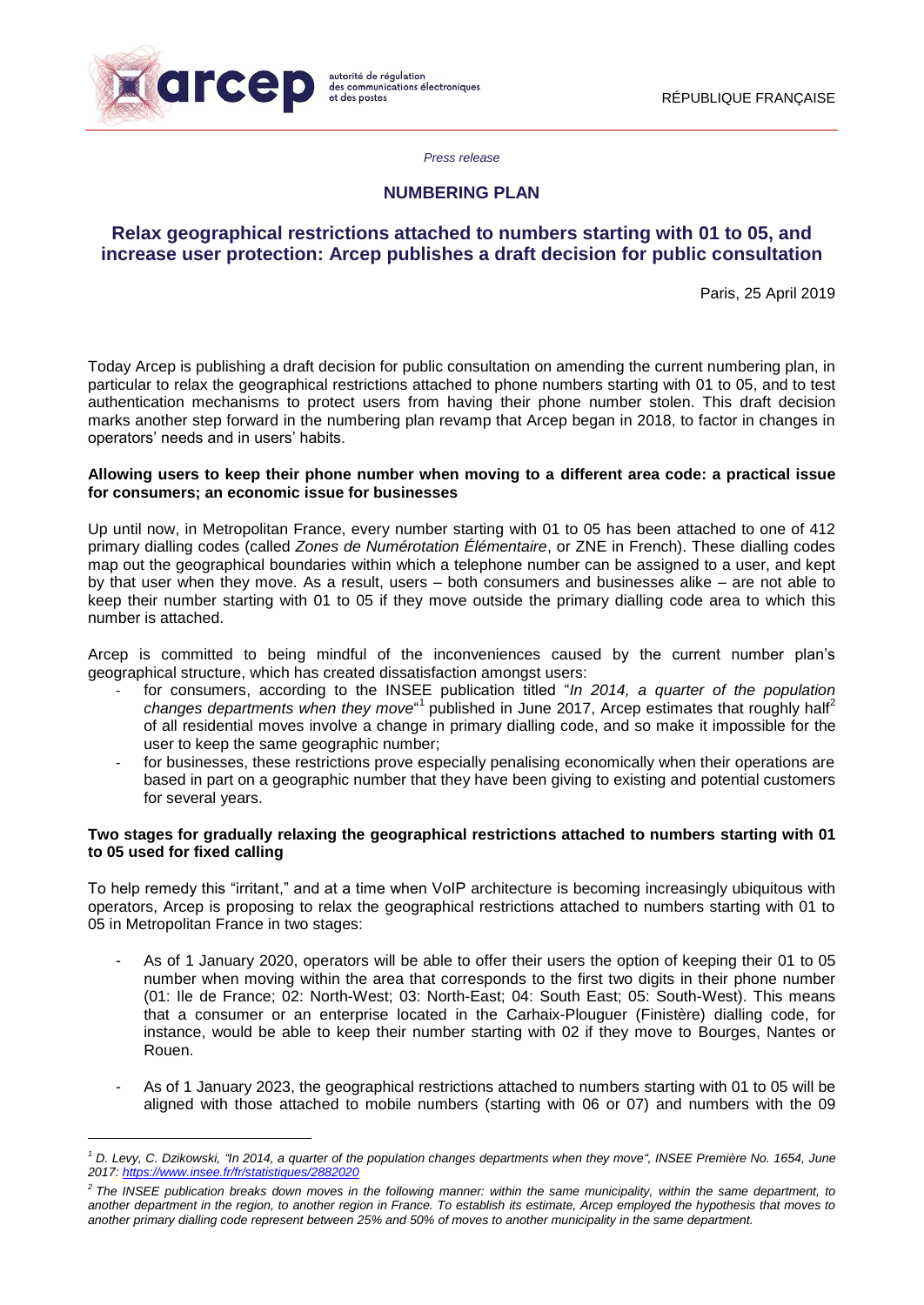*Press release*

## NUMBERING PLAN

# Relax geographical restrictions attached to numbers starting with 01 to 05, and increase user protection: Arcep publishes a draft decision for public consultation

Paris, 25 April 2019

Today Arcep is publishing a draft decision for public consultation on amending the current numbering plan, in particular to relax the geographical restrictions attached to phone numbers starting with 01 to 05, and to test authentication mechanisms to protect users from having their phone number stolen. This draft decision marks another step forward in the numbering plan revamp that Arcep began in 2018, to factor in changes in operators' needs and in users' habits.

**Allowing users to keep their phone number when moving to a different area code: a practical issue for consumers; an economic issue for businesses**

Up until now, in Metropolitan France, every number starting with 01 to 05 has been attached to one of 412 primary dialling codes (called *Zones de Numérotation Élémentaire*, or ZNE in French). These dialling codes map out the geographical boundaries within which a telephone number can be assigned to a user, and kept by that user when they move. As a result, users – both consumers and businesses alike – are not able to keep their number starting with 01 to 05 if they move outside the primary dialling code area to which this number is attached.

Arcep is committed to being mindful of the inconveniences caused by the current number plan's geographical structure, which has created dissatisfaction amongst users:

- for consumers, according to the INSEE publication titled "*In 2014, a quarter of the population changes departments when they move*"[1] published in June 2017, Arcep estimates that roughly half[2] of all residential moves involve a change in primary dialling code, and so make it impossible for the user to keep the same geographic number;
- for businesses, these restrictions prove especially penalising economically when their operations are based in part on a geographic number that they have been giving to existing and potential customers for several years.

**Two stages for gradually relaxing the geographical restrictions attached to numbers starting with 01 to 05 used for fixed calling**

To help remedy this "irritant," and at a time when VoIP architecture is becoming increasingly ubiquitous with operators, Arcep is proposing to relax the geographical restrictions attached to numbers starting with 01 to 05 in Metropolitan France in two stages:

- As of 1 January 2020, operators will be able to offer their users the option of keeping their 01 to 05 number when moving within the area that corresponds to the first two digits in their phone number (01: Ile de France; 02: North-West; 03: North-East; 04: South East; 05: South-West). This means that a consumer or an enterprise located in the Carhaix-Plouguer (Finistère) dialling code, for instance, would be able to keep their number starting with 02 if they move to Bourges, Nantes or Rouen.

- As of 1 January 2023, the geographical restrictions attached to numbers starting with 01 to 05 will be aligned with those attached to mobile numbers (starting with 06 or 07) and numbers with the 09

---

[1] D. Levy, C. Dzikowski, "In 2014, a quarter of the population changes departments when they move", INSEE Première No. 1654, June 2017: https://www.insee.fr/fr/statistiques/2882020

[2] The INSEE publication breaks down moves in the following manner: within the same municipality, within the same department, to another department in the region, to another region in France. To establish its estimate, Arcep employed the hypothesis that moves to another primary dialling code represent between 25% and 50% of moves to another municipality in the same department.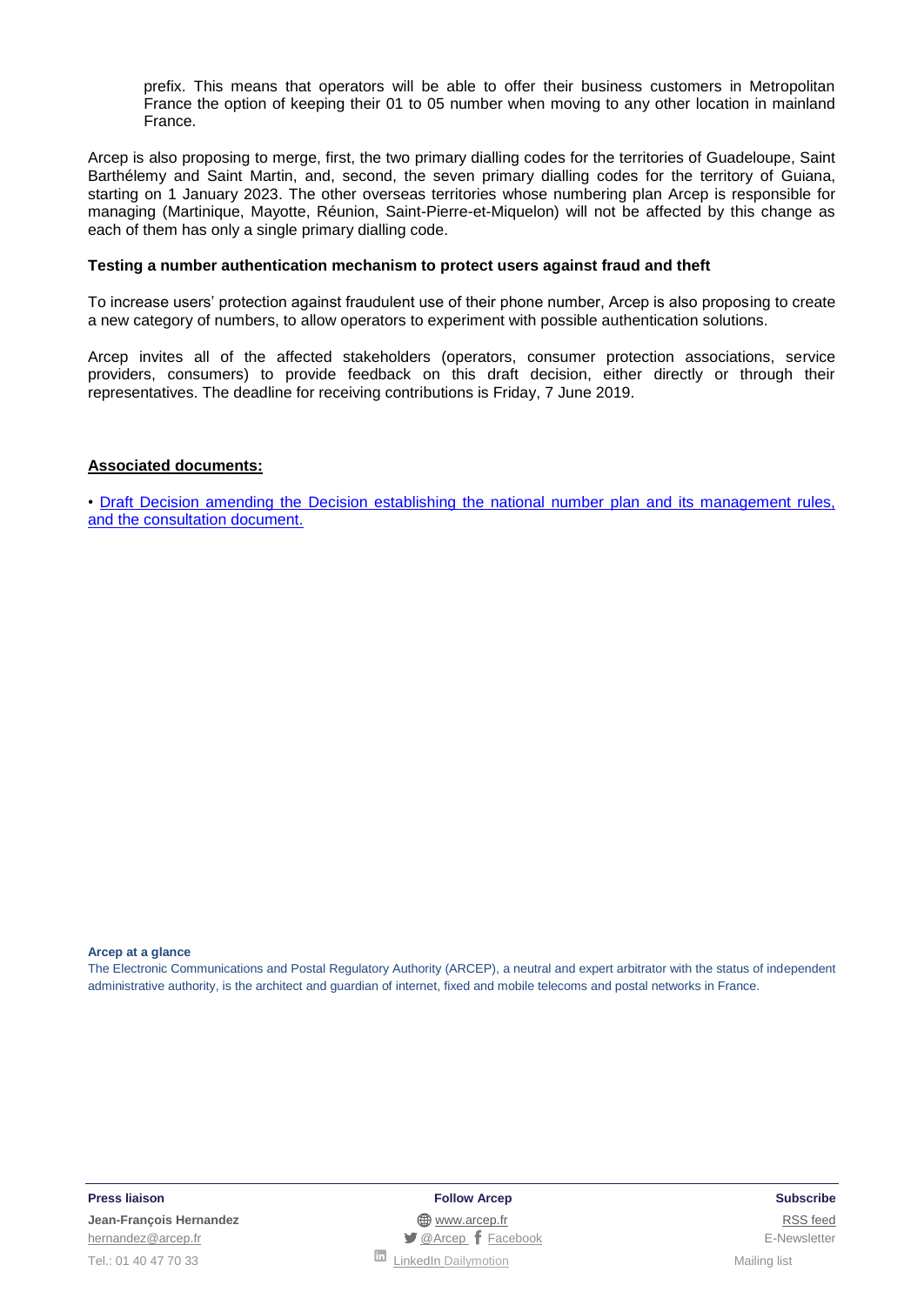prefix. This means that operators will be able to offer their business customers in Metropolitan France the option of keeping their 01 to 05 number when moving to any other location in mainland France.

Arcep is also proposing to merge, first, the two primary dialling codes for the territories of Guadeloupe, Saint Barthélemy and Saint Martin, and, second, the seven primary dialling codes for the territory of Guiana, starting on 1 January 2023. The other overseas territories whose numbering plan Arcep is responsible for managing (Martinique, Mayotte, Réunion, Saint-Pierre-et-Miquelon) will not be affected by this change as each of them has only a single primary dialling code.

**Testing a number authentication mechanism to protect users against fraud and theft**

To increase users' protection against fraudulent use of their phone number, Arcep is also proposing to create a new category of numbers, to allow operators to experiment with possible authentication solutions.

Arcep invites all of the affected stakeholders (operators, consumer protection associations, service providers, consumers) to provide feedback on this draft decision, either directly or through their representatives. The deadline for receiving contributions is Friday, 7 June 2019.

**Associated documents:**

• Draft Decision amending the Decision establishing the national number plan and its management rules, and the consultation document.

**Arcep at a glance**

The Electronic Communications and Postal Regulatory Authority (ARCEP), a neutral and expert arbitrator with the status of independent administrative authority, is the architect and guardian of internet, fixed and mobile telecoms and postal networks in France.

**Press liaison**

**Jean-François Hernandez**
hernandez@arcep.fr
Tel.: 01 40 47 70 33

**Follow Arcep**

www.arcep.fr
@Arcep Facebook
LinkedIn Dailymotion

**Subscribe**

RSS feed
E-Newsletter
Mailing list